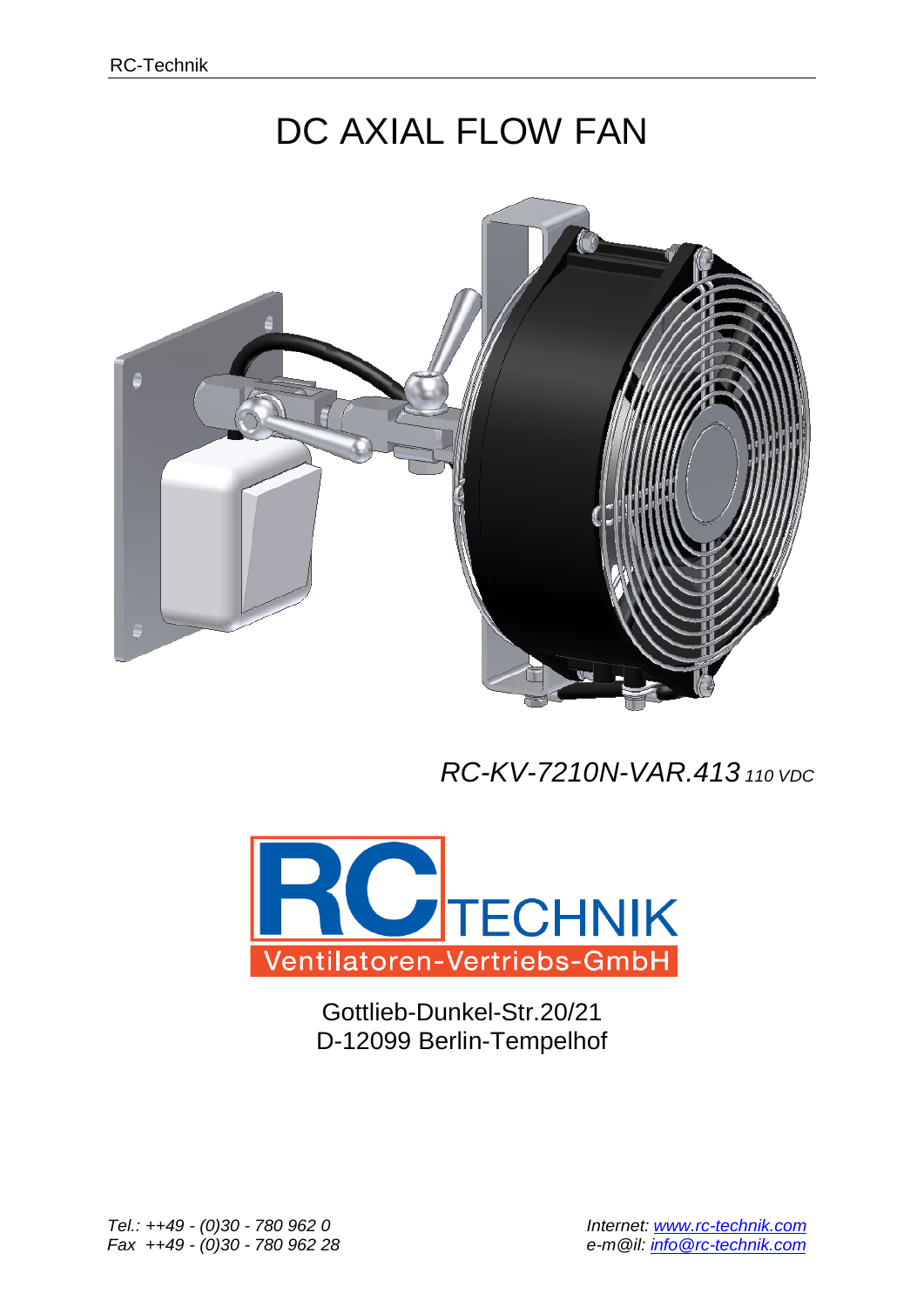# DC AXIAL FLOW FAN

*RC-KV-7210N-VAR.413* *110 VDC*

RC TECHNIK
Ventilatoren-Vertriebs-GmbH

Gottlieb-Dunkel-Str.20/21
D-12099 Berlin-Tempelhof

*Tel.: ++49 - (0)30 - 780 962 0*
*Fax ++49 - (0)30 - 780 962 28*

*Internet: www.rc-technik.com*
*e-m@il: info@rc-technik.com*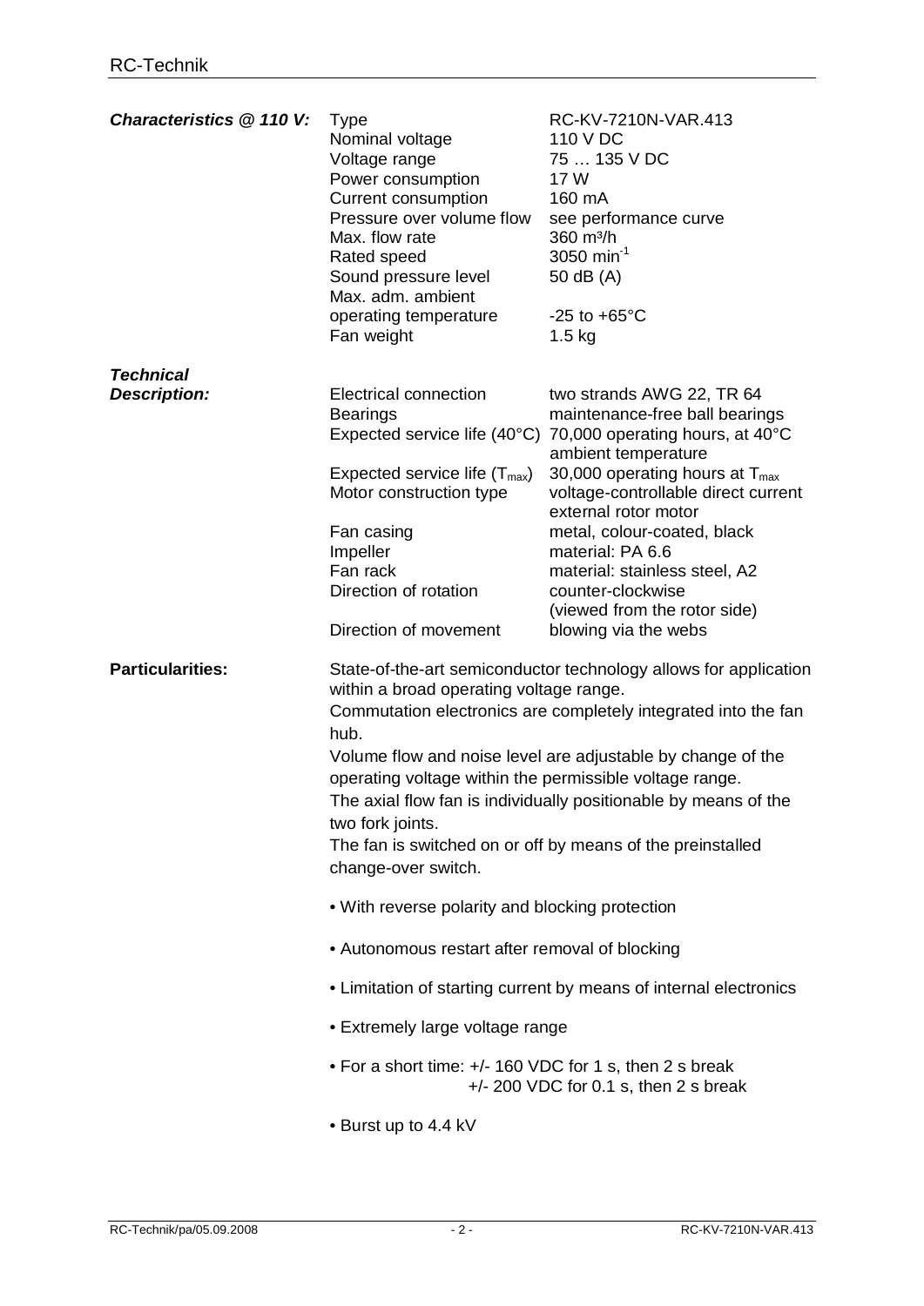***Characteristics @ 110 V:***

| | |
|---|---|
| Type | RC-KV-7210N-VAR.413 |
| Nominal voltage | 110 V DC |
| Voltage range | 75 … 135 V DC |
| Power consumption | 17 W |
| Current consumption | 160 mA |
| Pressure over volume flow | see performance curve |
| Max. flow rate | 360 m³/h |
| Rated speed | 3050 $min^{-1}$ |
| Sound pressure level | 50 dB (A) |
| Max. adm. ambient operating temperature | -25 to +65°C |
| Fan weight | 1.5 kg |

***Technical Description:***

| | |
|---|---|
| Electrical connection | two strands AWG 22, TR 64 |
| Bearings | maintenance-free ball bearings |
| Expected service life (40°C) | 70,000 operating hours, at 40°C ambient temperature |
| Expected service life ($T_{max}$) | 30,000 operating hours at $T_{max}$ |
| Motor construction type | voltage-controllable direct current external rotor motor |
| Fan casing | metal, colour-coated, black |
| Impeller | material: PA 6.6 |
| Fan rack | material: stainless steel, A2 |
| Direction of rotation | counter-clockwise (viewed from the rotor side) |
| Direction of movement | blowing via the webs |

**Particularities:**

State-of-the-art semiconductor technology allows for application within a broad operating voltage range.
Commutation electronics are completely integrated into the fan hub.
Volume flow and noise level are adjustable by change of the operating voltage within the permissible voltage range.
The axial flow fan is individually positionable by means of the two fork joints.
The fan is switched on or off by means of the preinstalled change-over switch.

- With reverse polarity and blocking protection
- Autonomous restart after removal of blocking
- Limitation of starting current by means of internal electronics
- Extremely large voltage range
- For a short time: +/- 160 VDC for 1 s, then 2 s break
  +/- 200 VDC for 0.1 s, then 2 s break
- Burst up to 4.4 kV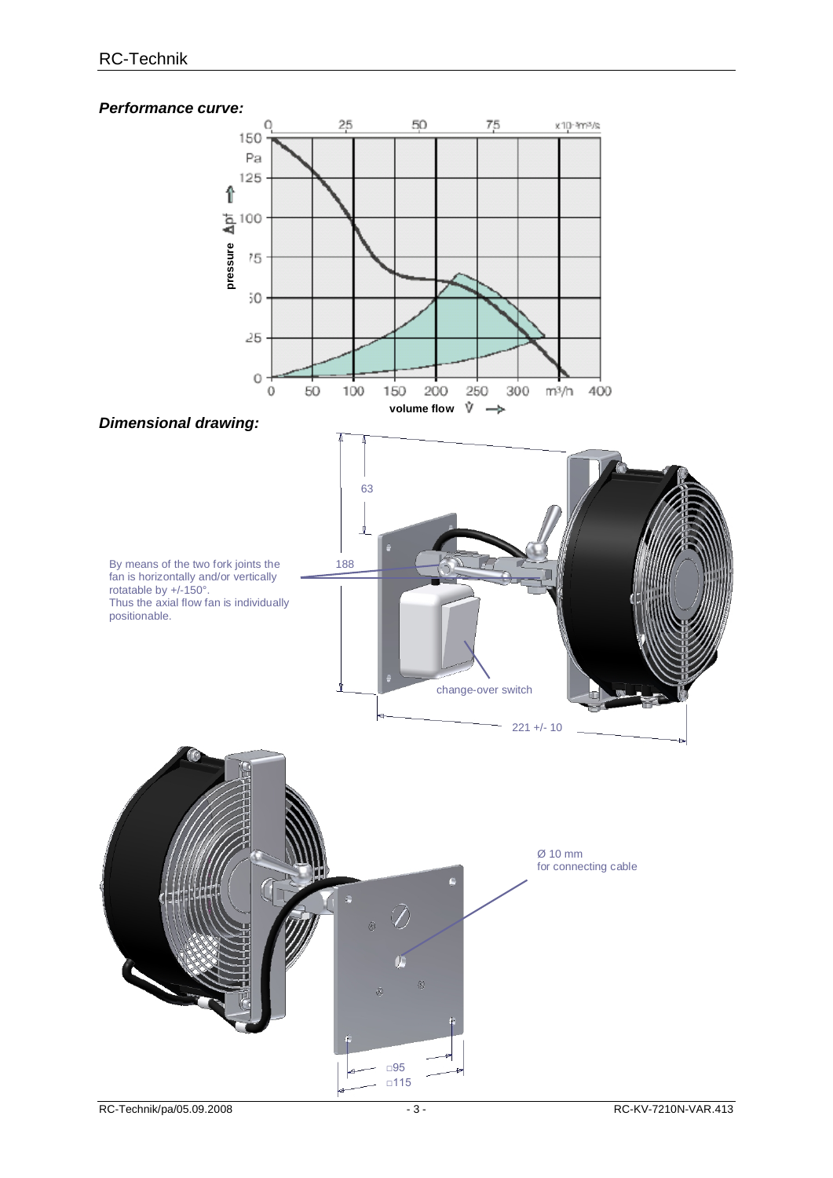### *Performance curve:*

### *Dimensional drawing:*

By means of the two fork joints the fan is horizontally and/or vertically rotatable by +/-150°.
Thus the axial flow fan is individually positionable.

change-over switch

63

188

221 +/- 10

Ø 10 mm
for connecting cable

□95

□115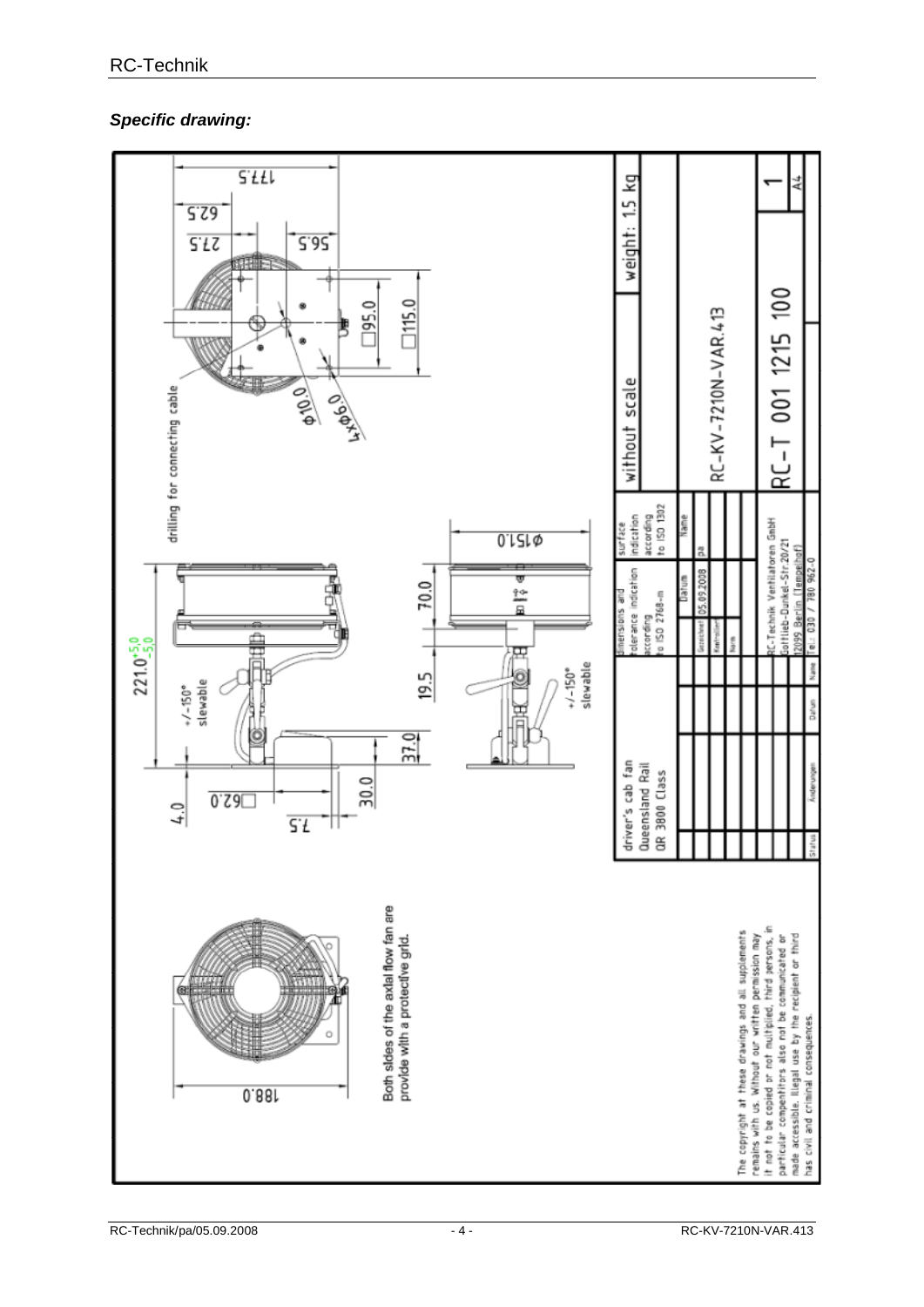## *Specific drawing:*

drilling for connecting cable

177.5

62.5

27.5

56.5

95.0

115.0

ϕ10.0

4xϕ6.0

221.0 +5.0 / -5.0

+/-150° slewable

70.0

19.5

ϕ151.0

37.0

4.0

62.0

30.0

7.5

188.0

Both sides of the axial flow fan are provide with a protective grid.

| | | | |
|---|---|---|---|
| driver's cab fan<br>Queensland Rail<br>QR 3800 Class | dimensions and tolerance indication according to ISO 2768-m | surface indication according to ISO 1302 | without scale | weight: 1.5 kg |
| | Datum 05.09.2008 | Name pa | RC-KV-7210N-VAR.413 | |
| | RC-Technik Ventilatoren GmbH<br>Gottlieb-Dunkel-Str.20/21<br>12099 Berlin (Tempelhof)<br>Tel.: 030 / 780 962-0 | | RC-T 001 1215 100 | 1 |
| Status | Änderungen | Datum | Name | A4 |

The copyright at these drawings and all supplements remains with us. Without our written permission may it not to be copied or not multiplied, third persons, in particular competitors also not be communicated or made accessible. Illegal use by the recipient or third has civil and criminal consequences.